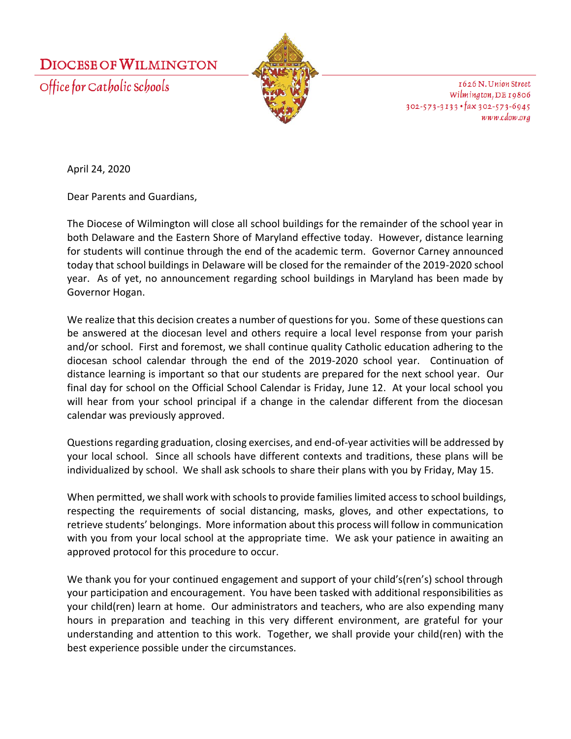# DIOCESE OF WILMINGTON

Office for Catholic Schools

1626 N. Union Street
Wilmington, DE 19806
302-573-3133 • fax 302-573-6945
www.cdow.org

April 24, 2020

Dear Parents and Guardians,

The Diocese of Wilmington will close all school buildings for the remainder of the school year in both Delaware and the Eastern Shore of Maryland effective today. However, distance learning for students will continue through the end of the academic term. Governor Carney announced today that school buildings in Delaware will be closed for the remainder of the 2019-2020 school year. As of yet, no announcement regarding school buildings in Maryland has been made by Governor Hogan.

We realize that this decision creates a number of questions for you. Some of these questions can be answered at the diocesan level and others require a local level response from your parish and/or school. First and foremost, we shall continue quality Catholic education adhering to the diocesan school calendar through the end of the 2019-2020 school year. Continuation of distance learning is important so that our students are prepared for the next school year. Our final day for school on the Official School Calendar is Friday, June 12. At your local school you will hear from your school principal if a change in the calendar different from the diocesan calendar was previously approved.

Questions regarding graduation, closing exercises, and end-of-year activities will be addressed by your local school. Since all schools have different contexts and traditions, these plans will be individualized by school. We shall ask schools to share their plans with you by Friday, May 15.

When permitted, we shall work with schools to provide families limited access to school buildings, respecting the requirements of social distancing, masks, gloves, and other expectations, to retrieve students' belongings. More information about this process will follow in communication with you from your local school at the appropriate time. We ask your patience in awaiting an approved protocol for this procedure to occur.

We thank you for your continued engagement and support of your child's(ren's) school through your participation and encouragement. You have been tasked with additional responsibilities as your child(ren) learn at home. Our administrators and teachers, who are also expending many hours in preparation and teaching in this very different environment, are grateful for your understanding and attention to this work. Together, we shall provide your child(ren) with the best experience possible under the circumstances.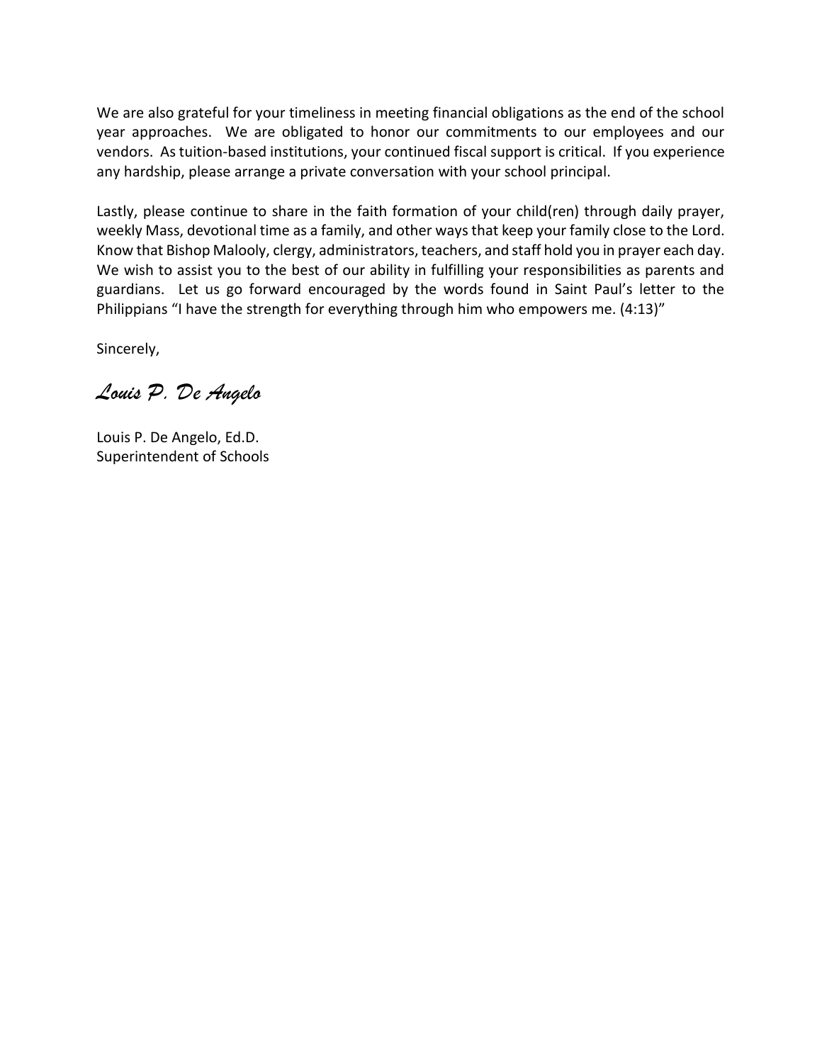We are also grateful for your timeliness in meeting financial obligations as the end of the school year approaches. We are obligated to honor our commitments to our employees and our vendors. As tuition-based institutions, your continued fiscal support is critical. If you experience any hardship, please arrange a private conversation with your school principal.

Lastly, please continue to share in the faith formation of your child(ren) through daily prayer, weekly Mass, devotional time as a family, and other ways that keep your family close to the Lord. Know that Bishop Malooly, clergy, administrators, teachers, and staff hold you in prayer each day. We wish to assist you to the best of our ability in fulfilling your responsibilities as parents and guardians. Let us go forward encouraged by the words found in Saint Paul's letter to the Philippians "I have the strength for everything through him who empowers me. (4:13)"

Sincerely,

*Louis P. De Angelo*

Louis P. De Angelo, Ed.D.
Superintendent of Schools